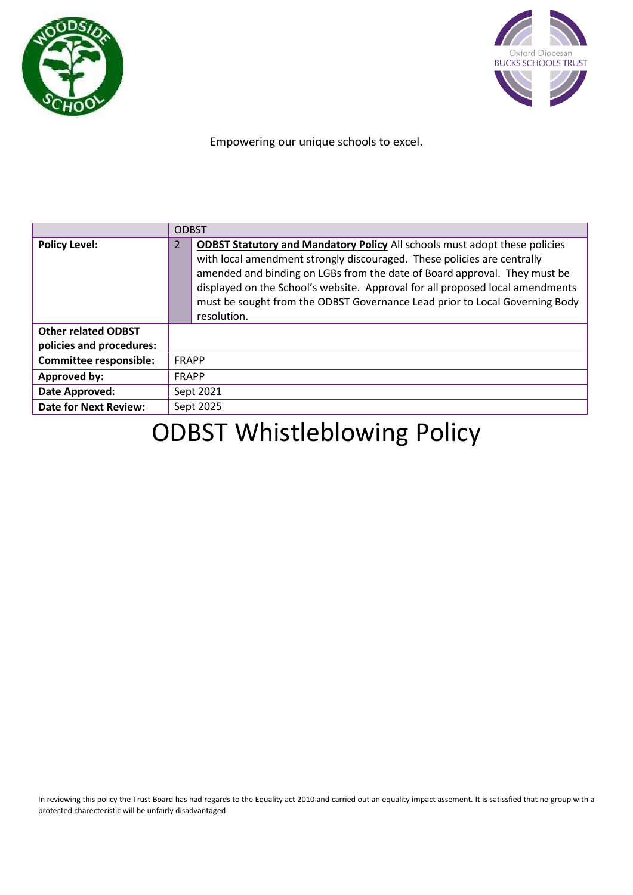Oxford Diocesan BUCKS SCHOOLS TRUST

Empowering our unique schools to excel.

| | ODBST | |
|---|---|---|
| **Policy Level:** | 2 | **ODBST Statutory and Mandatory Policy** All schools must adopt these policies with local amendment strongly discouraged. These policies are centrally amended and binding on LGBs from the date of Board approval. They must be displayed on the School's website. Approval for all proposed local amendments must be sought from the ODBST Governance Lead prior to Local Governing Body resolution. |
| **Other related ODBST policies and procedures:** | | |
| **Committee responsible:** | FRAPP | |
| **Approved by:** | FRAPP | |
| **Date Approved:** | Sept 2021 | |
| **Date for Next Review:** | Sept 2025 | |

# ODBST Whistleblowing Policy

In reviewing this policy the Trust Board has had regards to the Equality act 2010 and carried out an equality impact assement. It is satissfied that no group with a protected charecteristic will be unfairly disadvantaged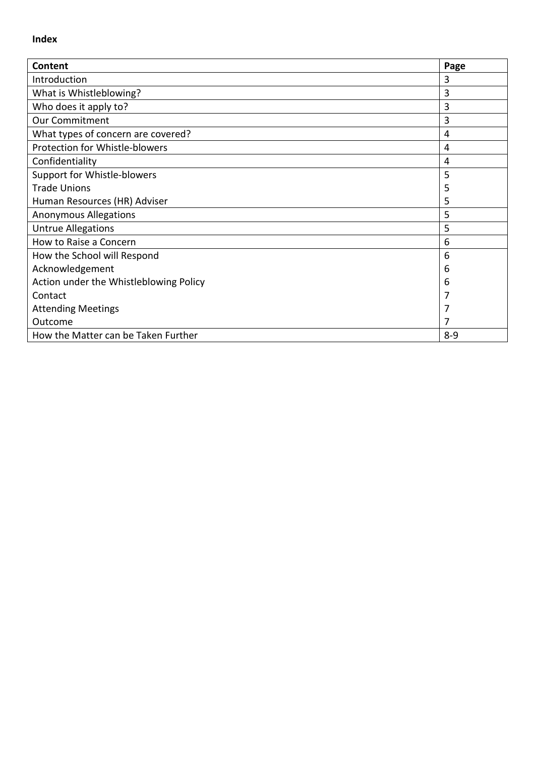**Index**

| Content | Page |
|---|---|
| Introduction | 3 |
| What is Whistleblowing? | 3 |
| Who does it apply to? | 3 |
| Our Commitment | 3 |
| What types of concern are covered? | 4 |
| Protection for Whistle-blowers | 4 |
| Confidentiality | 4 |
| Support for Whistle-blowers | 5 |
| Trade Unions | 5 |
| Human Resources (HR) Adviser | 5 |
| Anonymous Allegations | 5 |
| Untrue Allegations | 5 |
| How to Raise a Concern | 6 |
| How the School will Respond | 6 |
| Acknowledgement | 6 |
| Action under the Whistleblowing Policy | 6 |
| Contact | 7 |
| Attending Meetings | 7 |
| Outcome | 7 |
| How the Matter can be Taken Further | 8-9 |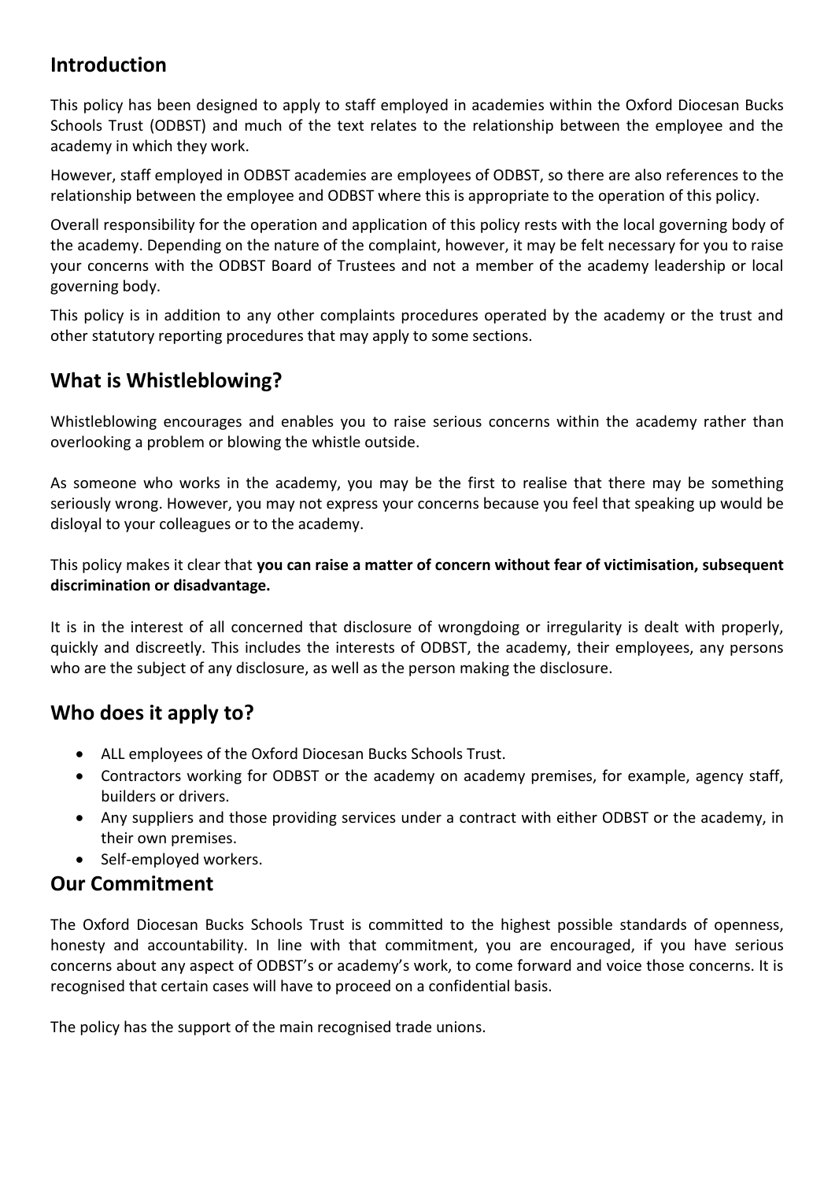## Introduction

This policy has been designed to apply to staff employed in academies within the Oxford Diocesan Bucks Schools Trust (ODBST) and much of the text relates to the relationship between the employee and the academy in which they work.

However, staff employed in ODBST academies are employees of ODBST, so there are also references to the relationship between the employee and ODBST where this is appropriate to the operation of this policy.

Overall responsibility for the operation and application of this policy rests with the local governing body of the academy. Depending on the nature of the complaint, however, it may be felt necessary for you to raise your concerns with the ODBST Board of Trustees and not a member of the academy leadership or local governing body.

This policy is in addition to any other complaints procedures operated by the academy or the trust and other statutory reporting procedures that may apply to some sections.

## What is Whistleblowing?

Whistleblowing encourages and enables you to raise serious concerns within the academy rather than overlooking a problem or blowing the whistle outside.

As someone who works in the academy, you may be the first to realise that there may be something seriously wrong. However, you may not express your concerns because you feel that speaking up would be disloyal to your colleagues or to the academy.

This policy makes it clear that **you can raise a matter of concern without fear of victimisation, subsequent discrimination or disadvantage.**

It is in the interest of all concerned that disclosure of wrongdoing or irregularity is dealt with properly, quickly and discreetly. This includes the interests of ODBST, the academy, their employees, any persons who are the subject of any disclosure, as well as the person making the disclosure.

## Who does it apply to?

- ALL employees of the Oxford Diocesan Bucks Schools Trust.
- Contractors working for ODBST or the academy on academy premises, for example, agency staff, builders or drivers.
- Any suppliers and those providing services under a contract with either ODBST or the academy, in their own premises.
- Self-employed workers.

## Our Commitment

The Oxford Diocesan Bucks Schools Trust is committed to the highest possible standards of openness, honesty and accountability. In line with that commitment, you are encouraged, if you have serious concerns about any aspect of ODBST's or academy's work, to come forward and voice those concerns. It is recognised that certain cases will have to proceed on a confidential basis.

The policy has the support of the main recognised trade unions.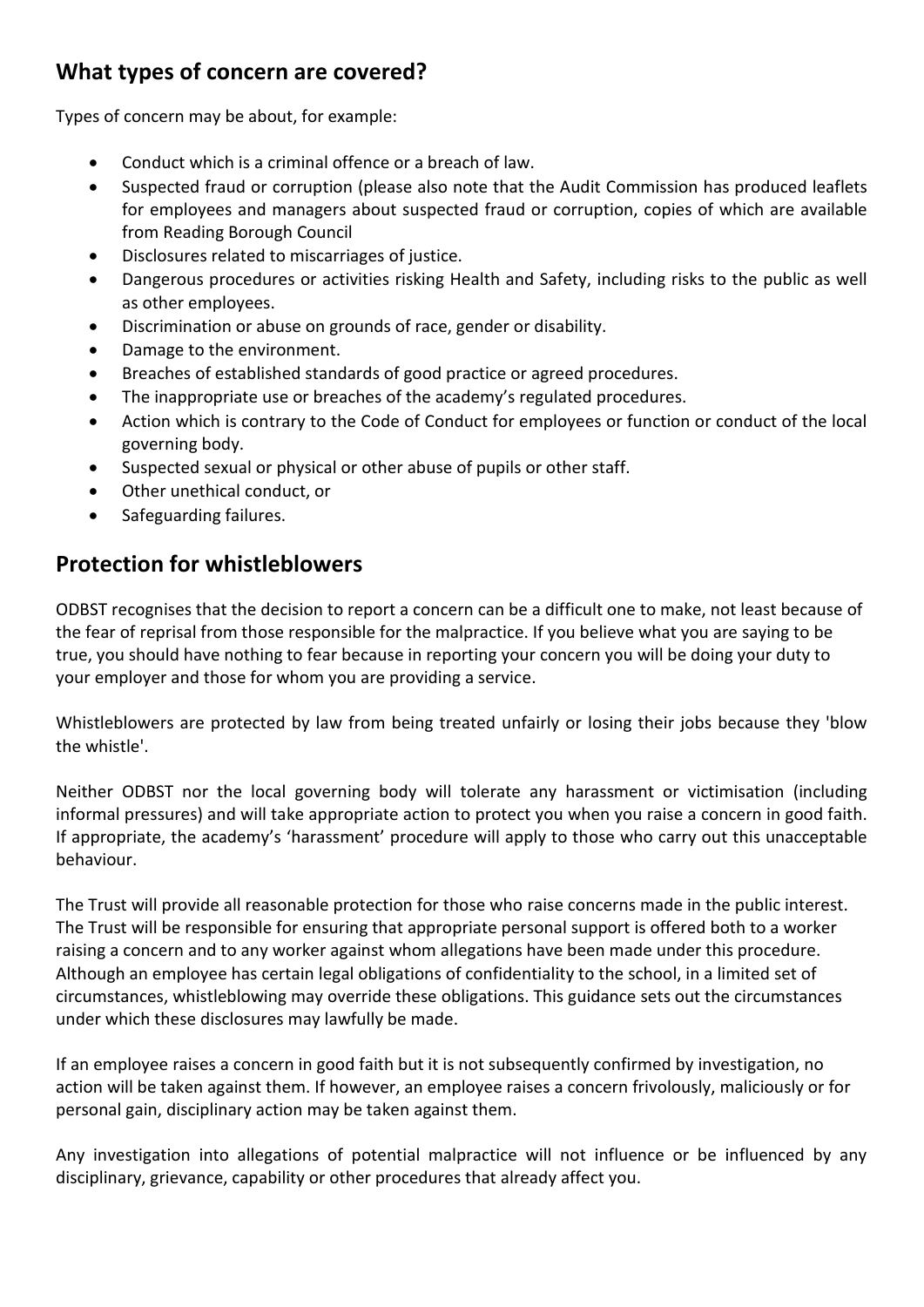## What types of concern are covered?

Types of concern may be about, for example:

- Conduct which is a criminal offence or a breach of law.
- Suspected fraud or corruption (please also note that the Audit Commission has produced leaflets for employees and managers about suspected fraud or corruption, copies of which are available from Reading Borough Council
- Disclosures related to miscarriages of justice.
- Dangerous procedures or activities risking Health and Safety, including risks to the public as well as other employees.
- Discrimination or abuse on grounds of race, gender or disability.
- Damage to the environment.
- Breaches of established standards of good practice or agreed procedures.
- The inappropriate use or breaches of the academy's regulated procedures.
- Action which is contrary to the Code of Conduct for employees or function or conduct of the local governing body.
- Suspected sexual or physical or other abuse of pupils or other staff.
- Other unethical conduct, or
- Safeguarding failures.

## Protection for whistleblowers

ODBST recognises that the decision to report a concern can be a difficult one to make, not least because of the fear of reprisal from those responsible for the malpractice. If you believe what you are saying to be true, you should have nothing to fear because in reporting your concern you will be doing your duty to your employer and those for whom you are providing a service.

Whistleblowers are protected by law from being treated unfairly or losing their jobs because they 'blow the whistle'.

Neither ODBST nor the local governing body will tolerate any harassment or victimisation (including informal pressures) and will take appropriate action to protect you when you raise a concern in good faith. If appropriate, the academy's 'harassment' procedure will apply to those who carry out this unacceptable behaviour.

The Trust will provide all reasonable protection for those who raise concerns made in the public interest. The Trust will be responsible for ensuring that appropriate personal support is offered both to a worker raising a concern and to any worker against whom allegations have been made under this procedure. Although an employee has certain legal obligations of confidentiality to the school, in a limited set of circumstances, whistleblowing may override these obligations. This guidance sets out the circumstances under which these disclosures may lawfully be made.

If an employee raises a concern in good faith but it is not subsequently confirmed by investigation, no action will be taken against them. If however, an employee raises a concern frivolously, maliciously or for personal gain, disciplinary action may be taken against them.

Any investigation into allegations of potential malpractice will not influence or be influenced by any disciplinary, grievance, capability or other procedures that already affect you.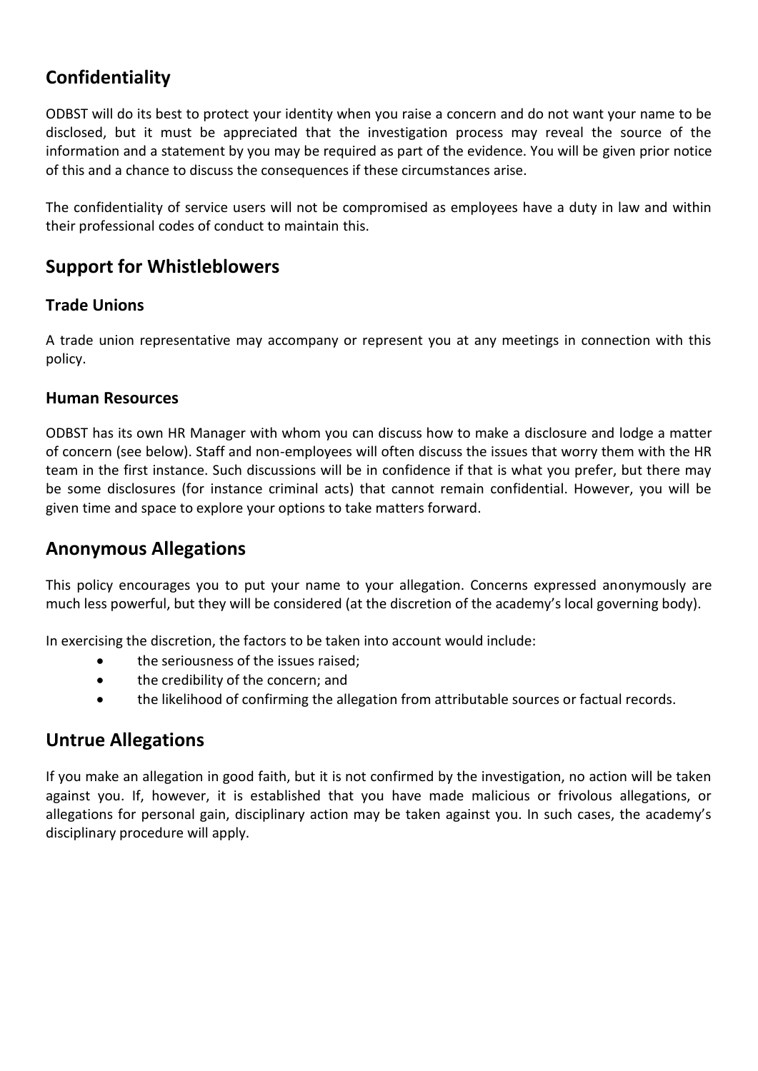## Confidentiality

ODBST will do its best to protect your identity when you raise a concern and do not want your name to be disclosed, but it must be appreciated that the investigation process may reveal the source of the information and a statement by you may be required as part of the evidence. You will be given prior notice of this and a chance to discuss the consequences if these circumstances arise.

The confidentiality of service users will not be compromised as employees have a duty in law and within their professional codes of conduct to maintain this.

## Support for Whistleblowers

### Trade Unions

A trade union representative may accompany or represent you at any meetings in connection with this policy.

### Human Resources

ODBST has its own HR Manager with whom you can discuss how to make a disclosure and lodge a matter of concern (see below). Staff and non-employees will often discuss the issues that worry them with the HR team in the first instance. Such discussions will be in confidence if that is what you prefer, but there may be some disclosures (for instance criminal acts) that cannot remain confidential. However, you will be given time and space to explore your options to take matters forward.

## Anonymous Allegations

This policy encourages you to put your name to your allegation. Concerns expressed anonymously are much less powerful, but they will be considered (at the discretion of the academy's local governing body).

In exercising the discretion, the factors to be taken into account would include:

- the seriousness of the issues raised;
- the credibility of the concern; and
- the likelihood of confirming the allegation from attributable sources or factual records.

## Untrue Allegations

If you make an allegation in good faith, but it is not confirmed by the investigation, no action will be taken against you. If, however, it is established that you have made malicious or frivolous allegations, or allegations for personal gain, disciplinary action may be taken against you. In such cases, the academy's disciplinary procedure will apply.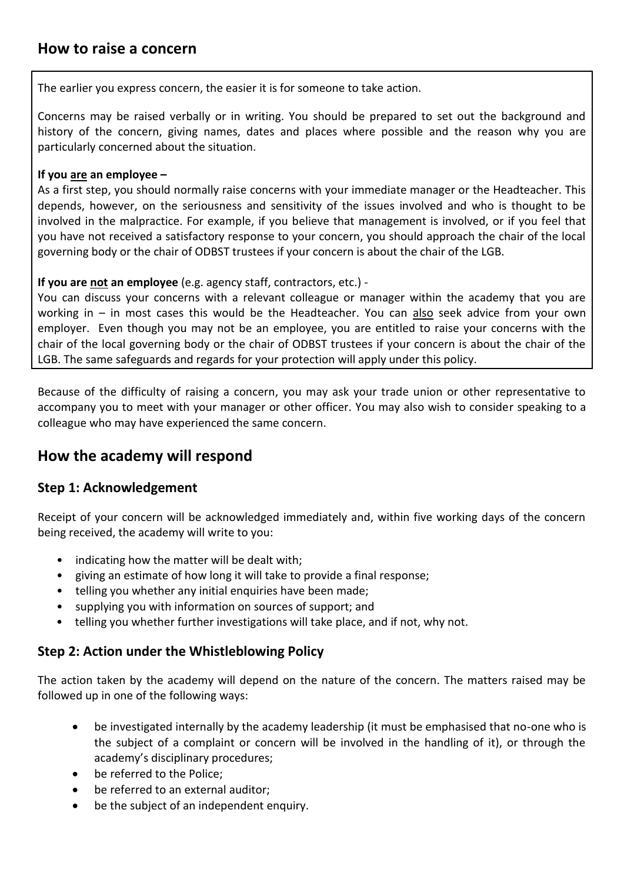## How to raise a concern

The earlier you express concern, the easier it is for someone to take action.

Concerns may be raised verbally or in writing. You should be prepared to set out the background and history of the concern, giving names, dates and places where possible and the reason why you are particularly concerned about the situation.

**If you <u>are</u> an employee –**
As a first step, you should normally raise concerns with your immediate manager or the Headteacher. This depends, however, on the seriousness and sensitivity of the issues involved and who is thought to be involved in the malpractice. For example, if you believe that management is involved, or if you feel that you have not received a satisfactory response to your concern, you should approach the chair of the local governing body or the chair of ODBST trustees if your concern is about the chair of the LGB.

**If you are <u>not</u> an employee** (e.g. agency staff, contractors, etc.) -
You can discuss your concerns with a relevant colleague or manager within the academy that you are working in – in most cases this would be the Headteacher. You can <u>also</u> seek advice from your own employer. Even though you may not be an employee, you are entitled to raise your concerns with the chair of the local governing body or the chair of ODBST trustees if your concern is about the chair of the LGB. The same safeguards and regards for your protection will apply under this policy.

Because of the difficulty of raising a concern, you may ask your trade union or other representative to accompany you to meet with your manager or other officer. You may also wish to consider speaking to a colleague who may have experienced the same concern.

## How the academy will respond

### Step 1: Acknowledgement

Receipt of your concern will be acknowledged immediately and, within five working days of the concern being received, the academy will write to you:

- indicating how the matter will be dealt with;
- giving an estimate of how long it will take to provide a final response;
- telling you whether any initial enquiries have been made;
- supplying you with information on sources of support; and
- telling you whether further investigations will take place, and if not, why not.

### Step 2: Action under the Whistleblowing Policy

The action taken by the academy will depend on the nature of the concern. The matters raised may be followed up in one of the following ways:

- be investigated internally by the academy leadership (it must be emphasised that no-one who is the subject of a complaint or concern will be involved in the handling of it), or through the academy's disciplinary procedures;
- be referred to the Police;
- be referred to an external auditor;
- be the subject of an independent enquiry.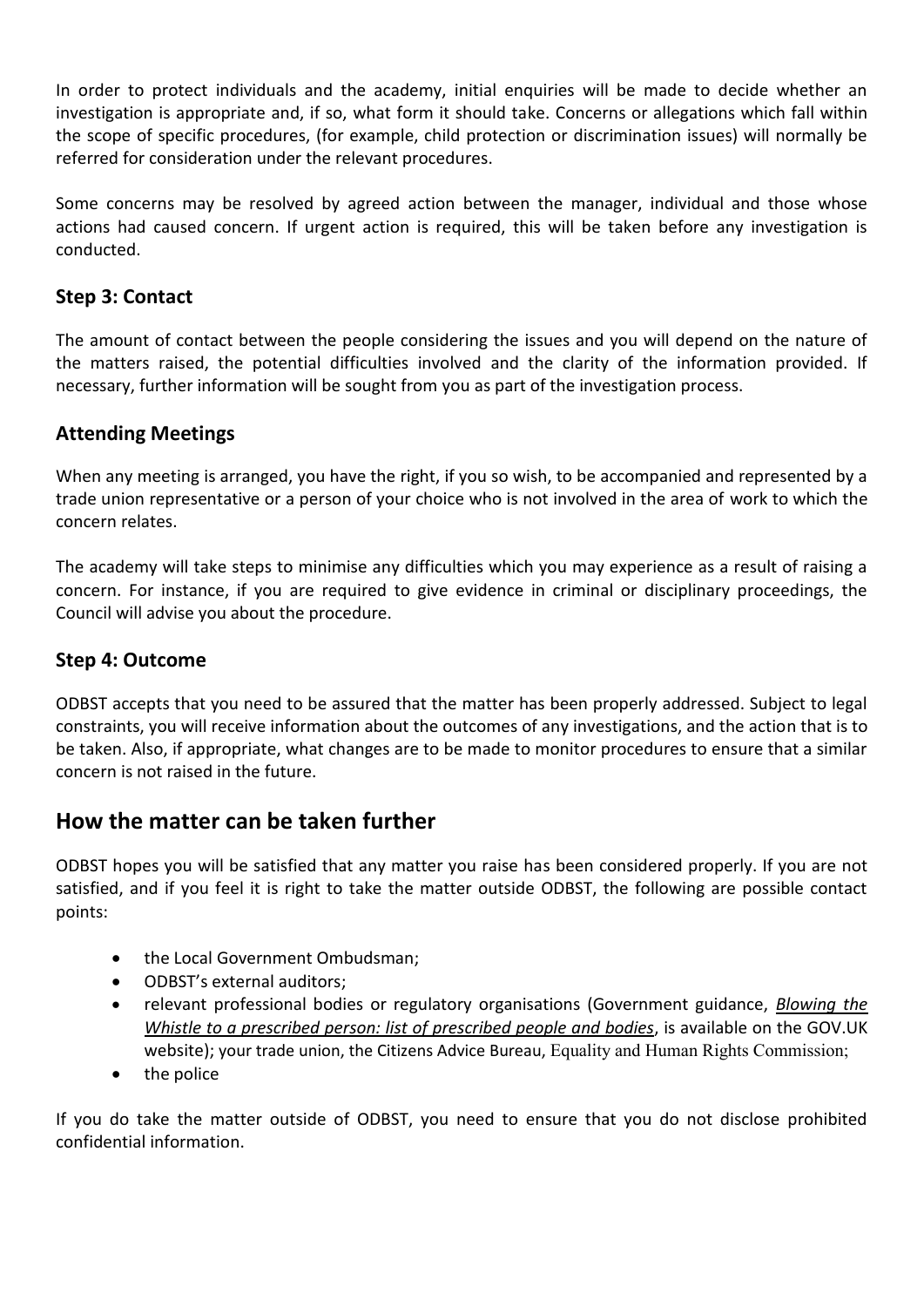In order to protect individuals and the academy, initial enquiries will be made to decide whether an investigation is appropriate and, if so, what form it should take. Concerns or allegations which fall within the scope of specific procedures, (for example, child protection or discrimination issues) will normally be referred for consideration under the relevant procedures.

Some concerns may be resolved by agreed action between the manager, individual and those whose actions had caused concern. If urgent action is required, this will be taken before any investigation is conducted.

### Step 3: Contact

The amount of contact between the people considering the issues and you will depend on the nature of the matters raised, the potential difficulties involved and the clarity of the information provided. If necessary, further information will be sought from you as part of the investigation process.

### Attending Meetings

When any meeting is arranged, you have the right, if you so wish, to be accompanied and represented by a trade union representative or a person of your choice who is not involved in the area of work to which the concern relates.

The academy will take steps to minimise any difficulties which you may experience as a result of raising a concern. For instance, if you are required to give evidence in criminal or disciplinary proceedings, the Council will advise you about the procedure.

### Step 4: Outcome

ODBST accepts that you need to be assured that the matter has been properly addressed. Subject to legal constraints, you will receive information about the outcomes of any investigations, and the action that is to be taken. Also, if appropriate, what changes are to be made to monitor procedures to ensure that a similar concern is not raised in the future.

## How the matter can be taken further

ODBST hopes you will be satisfied that any matter you raise has been considered properly. If you are not satisfied, and if you feel it is right to take the matter outside ODBST, the following are possible contact points:

- the Local Government Ombudsman;
- ODBST's external auditors;
- relevant professional bodies or regulatory organisations (Government guidance, *Blowing the Whistle to a prescribed person: list of prescribed people and bodies*, is available on the GOV.UK website); your trade union, the Citizens Advice Bureau, Equality and Human Rights Commission;
- the police

If you do take the matter outside of ODBST, you need to ensure that you do not disclose prohibited confidential information.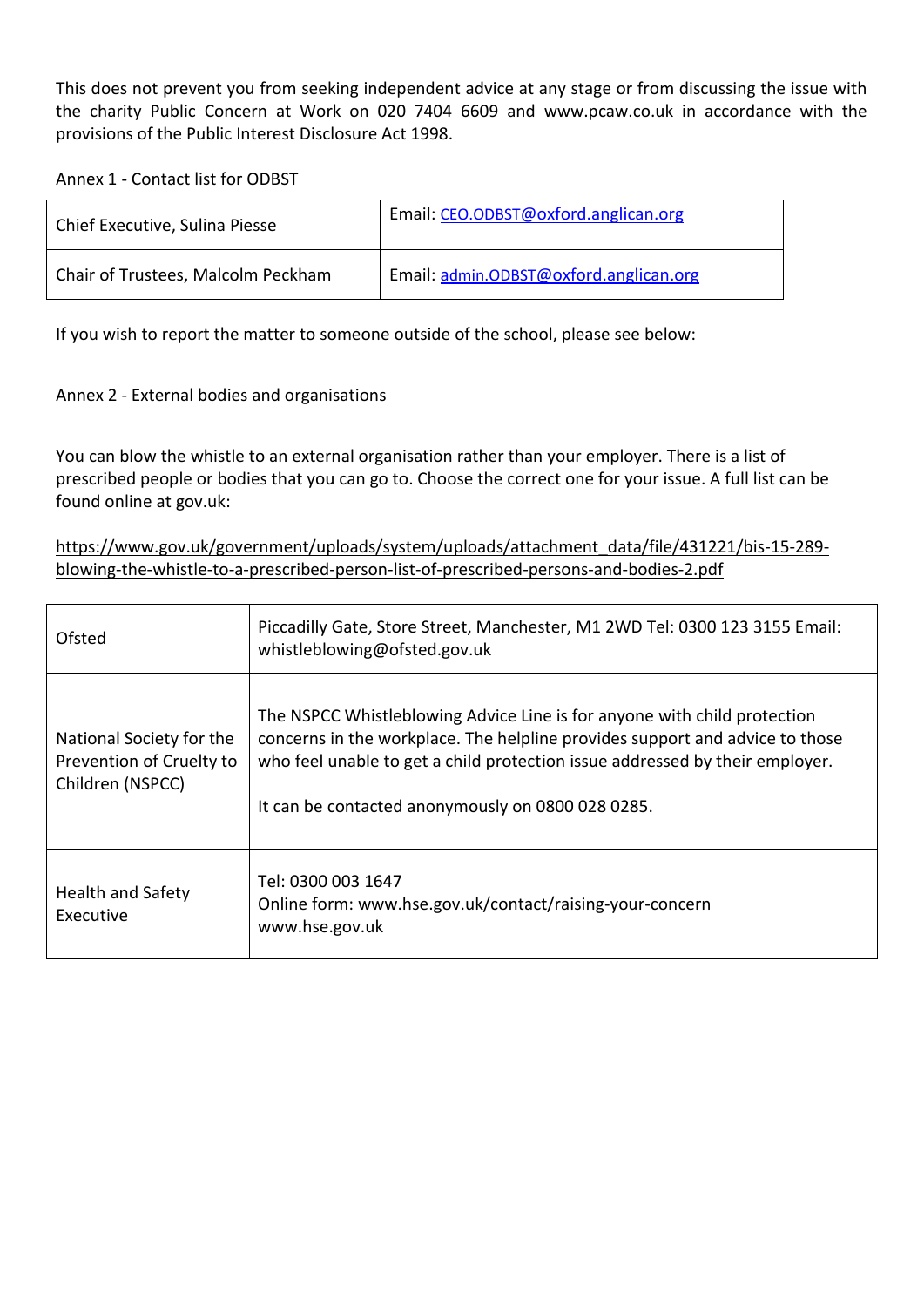This does not prevent you from seeking independent advice at any stage or from discussing the issue with the charity Public Concern at Work on 020 7404 6609 and www.pcaw.co.uk in accordance with the provisions of the Public Interest Disclosure Act 1998.

Annex 1 - Contact list for ODBST

| | |
|---|---|
| Chief Executive, Sulina Piesse | Email: CEO.ODBST@oxford.anglican.org |
| Chair of Trustees, Malcolm Peckham | Email: admin.ODBST@oxford.anglican.org |

If you wish to report the matter to someone outside of the school, please see below:

Annex 2 - External bodies and organisations

You can blow the whistle to an external organisation rather than your employer. There is a list of prescribed people or bodies that you can go to. Choose the correct one for your issue. A full list can be found online at gov.uk:

https://www.gov.uk/government/uploads/system/uploads/attachment_data/file/431221/bis-15-289-blowing-the-whistle-to-a-prescribed-person-list-of-prescribed-persons-and-bodies-2.pdf

| | |
|---|---|
| Ofsted | Piccadilly Gate, Store Street, Manchester, M1 2WD Tel: 0300 123 3155 Email: whistleblowing@ofsted.gov.uk |
| National Society for the Prevention of Cruelty to Children (NSPCC) | The NSPCC Whistleblowing Advice Line is for anyone with child protection concerns in the workplace. The helpline provides support and advice to those who feel unable to get a child protection issue addressed by their employer.<br><br>It can be contacted anonymously on 0800 028 0285. |
| Health and Safety Executive | Tel: 0300 003 1647<br>Online form: www.hse.gov.uk/contact/raising-your-concern<br>www.hse.gov.uk |